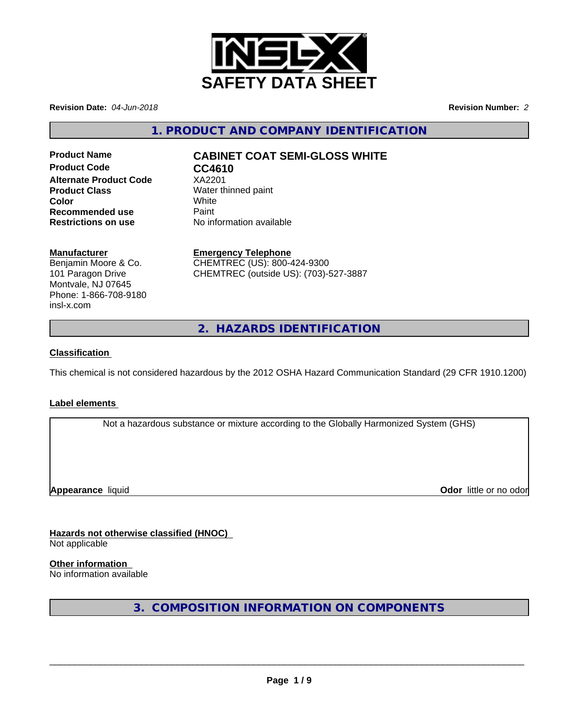# SAFETY DATA SHEET

**Revision Date:** *04-Jun-2018* **Revision Number:** *2*

## 1. PRODUCT AND COMPANY IDENTIFICATION

| | |
|---|---|
| **Product Name** | **CABINET COAT SEMI-GLOSS WHITE** |
| **Product Code** | **CC4610** |
| **Alternate Product Code** | XA2201 |
| **Product Class** | Water thinned paint |
| **Color** | White |
| **Recommended use** | Paint |
| **Restrictions on use** | No information available |

**Manufacturer**
Benjamin Moore & Co.
101 Paragon Drive
Montvale, NJ 07645
Phone: 1-866-708-9180
insl-x.com

**Emergency Telephone**
CHEMTREC (US): 800-424-9300
CHEMTREC (outside US): (703)-527-3887

## 2. HAZARDS IDENTIFICATION

**Classification**

This chemical is not considered hazardous by the 2012 OSHA Hazard Communication Standard (29 CFR 1910.1200)

**Label elements**

Not a hazardous substance or mixture according to the Globally Harmonized System (GHS)

**Appearance** liquid **Odor** little or no odor

**Hazards not otherwise classified (HNOC)**
Not applicable

**Other information**
No information available

## 3. COMPOSITION INFORMATION ON COMPONENTS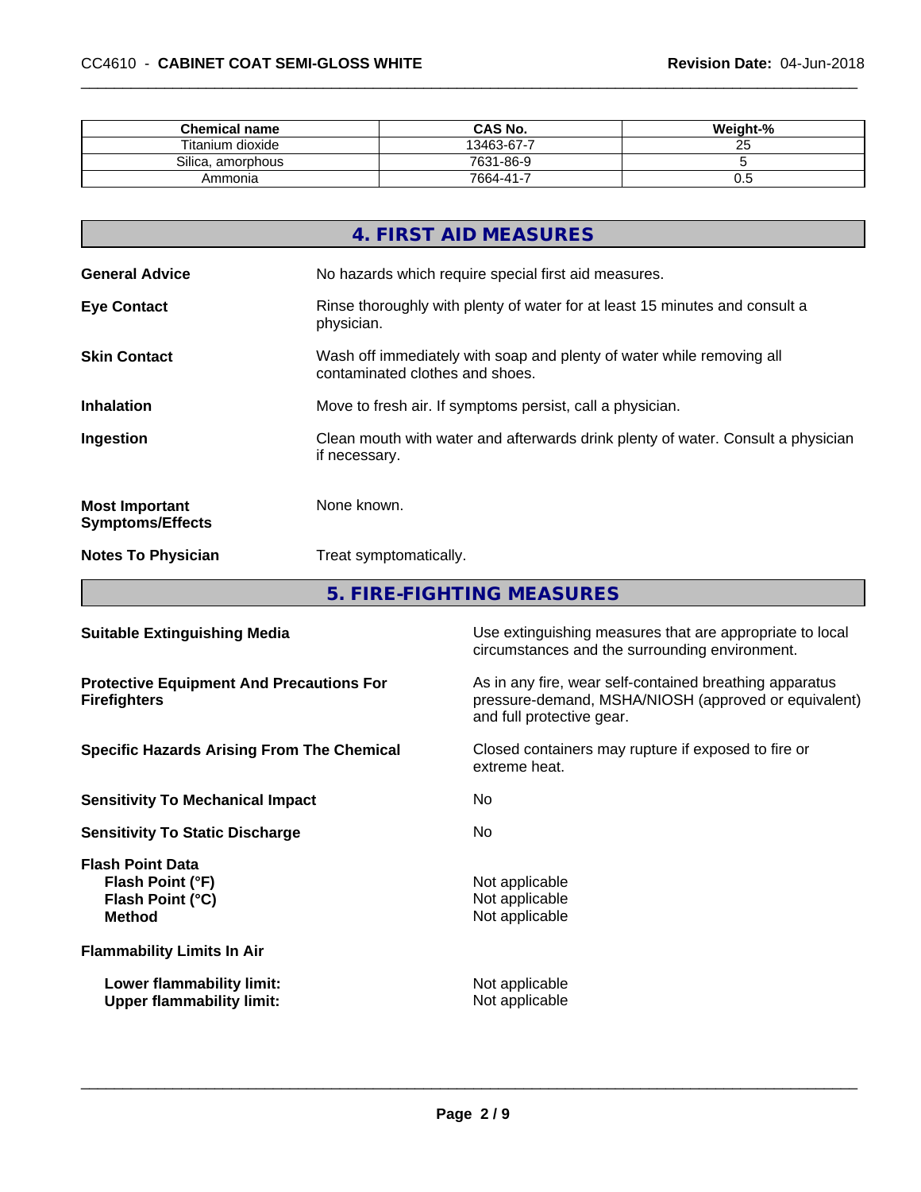| Chemical name | CAS No. | Weight-% |
|---|---|---|
| Titanium dioxide | 13463-67-7 | 25 |
| Silica, amorphous | 7631-86-9 | 5 |
| Ammonia | 7664-41-7 | 0.5 |

## 4. FIRST AID MEASURES

**General Advice** No hazards which require special first aid measures.

**Eye Contact** Rinse thoroughly with plenty of water for at least 15 minutes and consult a physician.

**Skin Contact** Wash off immediately with soap and plenty of water while removing all contaminated clothes and shoes.

**Inhalation** Move to fresh air. If symptoms persist, call a physician.

**Ingestion** Clean mouth with water and afterwards drink plenty of water. Consult a physician if necessary.

**Most Important Symptoms/Effects** None known.

**Notes To Physician** Treat symptomatically.

## 5. FIRE-FIGHTING MEASURES

**Suitable Extinguishing Media** Use extinguishing measures that are appropriate to local circumstances and the surrounding environment.

**Protective Equipment And Precautions For Firefighters** As in any fire, wear self-contained breathing apparatus pressure-demand, MSHA/NIOSH (approved or equivalent) and full protective gear.

**Specific Hazards Arising From The Chemical** Closed containers may rupture if exposed to fire or extreme heat.

**Sensitivity To Mechanical Impact** No

**Sensitivity To Static Discharge** No

**Flash Point Data**
**Flash Point (°F)** Not applicable
**Flash Point (°C)** Not applicable
**Method** Not applicable

**Flammability Limits In Air**

**Lower flammability limit:** Not applicable
**Upper flammability limit:** Not applicable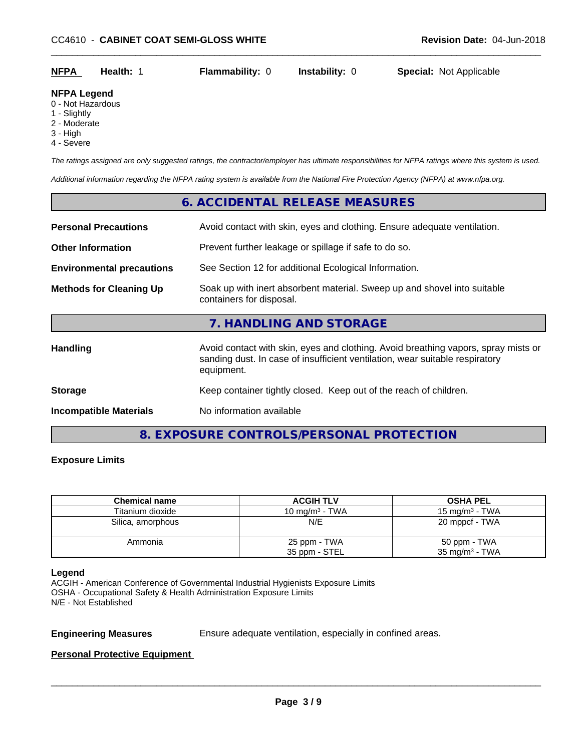| **NFPA** | **Health:** 1 | **Flammability:** 0 | **Instability:** 0 | **Special:** Not Applicable |
|---|---|---|---|---|

**NFPA Legend**
0 - Not Hazardous
1 - Slightly
2 - Moderate
3 - High
4 - Severe

*The ratings assigned are only suggested ratings, the contractor/employer has ultimate responsibilities for NFPA ratings where this system is used.*

*Additional information regarding the NFPA rating system is available from the National Fire Protection Agency (NFPA) at www.nfpa.org.*

## 6. ACCIDENTAL RELEASE MEASURES

**Personal Precautions**: Avoid contact with skin, eyes and clothing. Ensure adequate ventilation.

**Other Information**: Prevent further leakage or spillage if safe to do so.

**Environmental precautions**: See Section 12 for additional Ecological Information.

**Methods for Cleaning Up**: Soak up with inert absorbent material. Sweep up and shovel into suitable containers for disposal.

## 7. HANDLING AND STORAGE

**Handling**: Avoid contact with skin, eyes and clothing. Avoid breathing vapors, spray mists or sanding dust. In case of insufficient ventilation, wear suitable respiratory equipment.

**Storage**: Keep container tightly closed. Keep out of the reach of children.

**Incompatible Materials**: No information available

## 8. EXPOSURE CONTROLS/PERSONAL PROTECTION

**Exposure Limits**

| Chemical name | ACGIH TLV | OSHA PEL |
|---|---|---|
| Titanium dioxide | 10 mg/m³ - TWA | 15 mg/m³ - TWA |
| Silica, amorphous | N/E | 20 mppcf - TWA |
| Ammonia | 25 ppm - TWA<br>35 ppm - STEL | 50 ppm - TWA<br>35 mg/m³ - TWA |

**Legend**
ACGIH - American Conference of Governmental Industrial Hygienists Exposure Limits
OSHA - Occupational Safety & Health Administration Exposure Limits
N/E - Not Established

**Engineering Measures**: Ensure adequate ventilation, especially in confined areas.

**Personal Protective Equipment**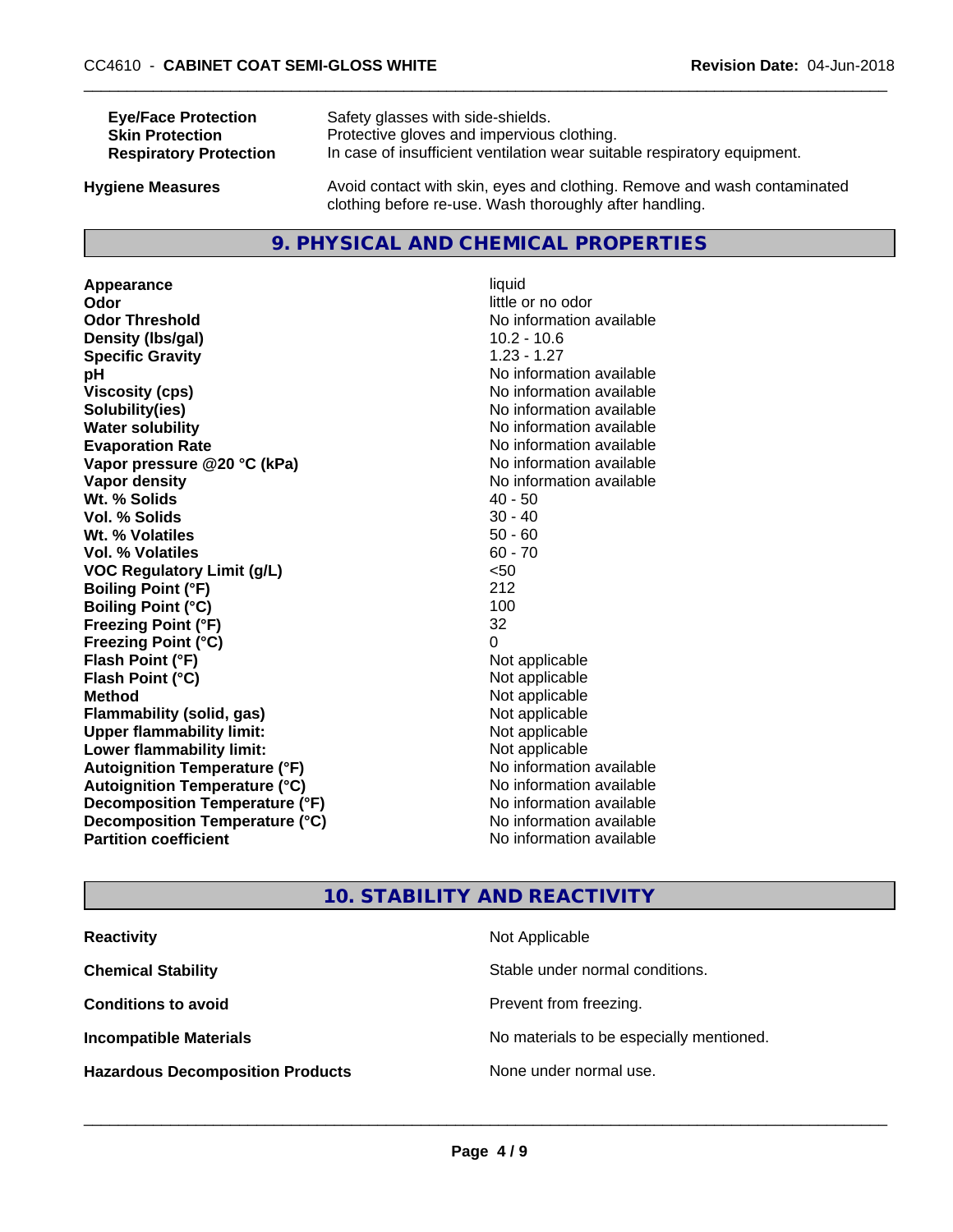| | |
|---|---|
| **Eye/Face Protection** | Safety glasses with side-shields. |
| **Skin Protection** | Protective gloves and impervious clothing. |
| **Respiratory Protection** | In case of insufficient ventilation wear suitable respiratory equipment. |

| | |
|---|---|
| **Hygiene Measures** | Avoid contact with skin, eyes and clothing. Remove and wash contaminated clothing before re-use. Wash thoroughly after handling. |

## 9. PHYSICAL AND CHEMICAL PROPERTIES

| | |
|---|---|
| **Appearance** | liquid |
| **Odor** | little or no odor |
| **Odor Threshold** | No information available |
| **Density (lbs/gal)** | 10.2 - 10.6 |
| **Specific Gravity** | 1.23 - 1.27 |
| **pH** | No information available |
| **Viscosity (cps)** | No information available |
| **Solubility(ies)** | No information available |
| **Water solubility** | No information available |
| **Evaporation Rate** | No information available |
| **Vapor pressure @20 °C (kPa)** | No information available |
| **Vapor density** | No information available |
| **Wt. % Solids** | 40 - 50 |
| **Vol. % Solids** | 30 - 40 |
| **Wt. % Volatiles** | 50 - 60 |
| **Vol. % Volatiles** | 60 - 70 |
| **VOC Regulatory Limit (g/L)** | <50 |
| **Boiling Point (°F)** | 212 |
| **Boiling Point (°C)** | 100 |
| **Freezing Point (°F)** | 32 |
| **Freezing Point (°C)** | 0 |
| **Flash Point (°F)** | Not applicable |
| **Flash Point (°C)** | Not applicable |
| **Method** | Not applicable |
| **Flammability (solid, gas)** | Not applicable |
| **Upper flammability limit:** | Not applicable |
| **Lower flammability limit:** | Not applicable |
| **Autoignition Temperature (°F)** | No information available |
| **Autoignition Temperature (°C)** | No information available |
| **Decomposition Temperature (°F)** | No information available |
| **Decomposition Temperature (°C)** | No information available |
| **Partition coefficient** | No information available |

## 10. STABILITY AND REACTIVITY

| | |
|---|---|
| **Reactivity** | Not Applicable |
| **Chemical Stability** | Stable under normal conditions. |
| **Conditions to avoid** | Prevent from freezing. |
| **Incompatible Materials** | No materials to be especially mentioned. |
| **Hazardous Decomposition Products** | None under normal use. |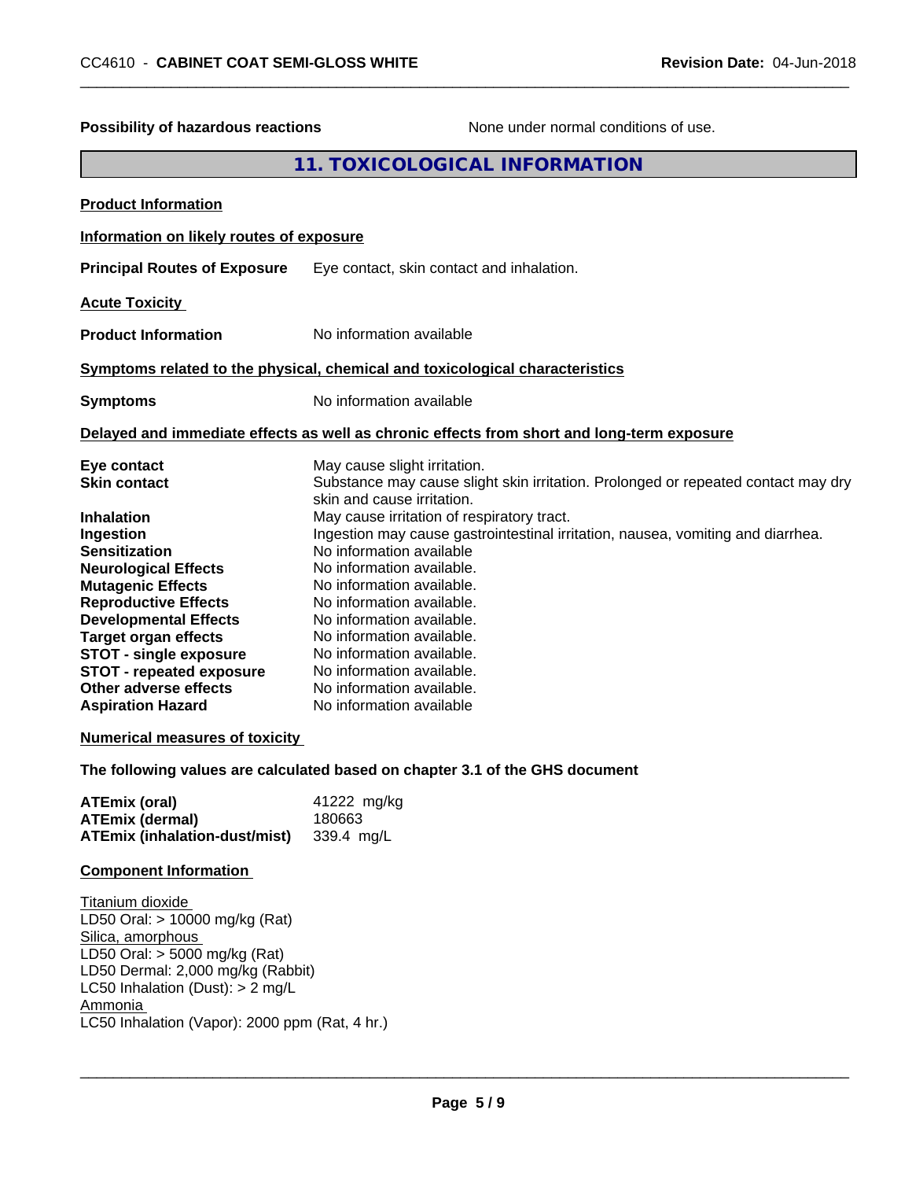**Possibility of hazardous reactions** None under normal conditions of use.

## 11. TOXICOLOGICAL INFORMATION

**Product Information**

**Information on likely routes of exposure**

**Principal Routes of Exposure** Eye contact, skin contact and inhalation.

**Acute Toxicity**

**Product Information** No information available

**Symptoms related to the physical, chemical and toxicological characteristics**

**Symptoms** No information available

**Delayed and immediate effects as well as chronic effects from short and long-term exposure**

| | |
|---|---|
| **Eye contact** | May cause slight irritation. |
| **Skin contact** | Substance may cause slight skin irritation. Prolonged or repeated contact may dry skin and cause irritation. |
| **Inhalation** | May cause irritation of respiratory tract. |
| **Ingestion** | Ingestion may cause gastrointestinal irritation, nausea, vomiting and diarrhea. |
| **Sensitization** | No information available |
| **Neurological Effects** | No information available. |
| **Mutagenic Effects** | No information available. |
| **Reproductive Effects** | No information available. |
| **Developmental Effects** | No information available. |
| **Target organ effects** | No information available. |
| **STOT - single exposure** | No information available. |
| **STOT - repeated exposure** | No information available. |
| **Other adverse effects** | No information available. |
| **Aspiration Hazard** | No information available |

**Numerical measures of toxicity**

**The following values are calculated based on chapter 3.1 of the GHS document**

| | |
|---|---|
| **ATEmix (oral)** | 41222 mg/kg |
| **ATEmix (dermal)** | 180663 |
| **ATEmix (inhalation-dust/mist)** | 339.4 mg/L |

**Component Information**

Titanium dioxide
LD50 Oral: > 10000 mg/kg (Rat)
Silica, amorphous
LD50 Oral: > 5000 mg/kg (Rat)
LD50 Dermal: 2,000 mg/kg (Rabbit)
LC50 Inhalation (Dust): > 2 mg/L
Ammonia
LC50 Inhalation (Vapor): 2000 ppm (Rat, 4 hr.)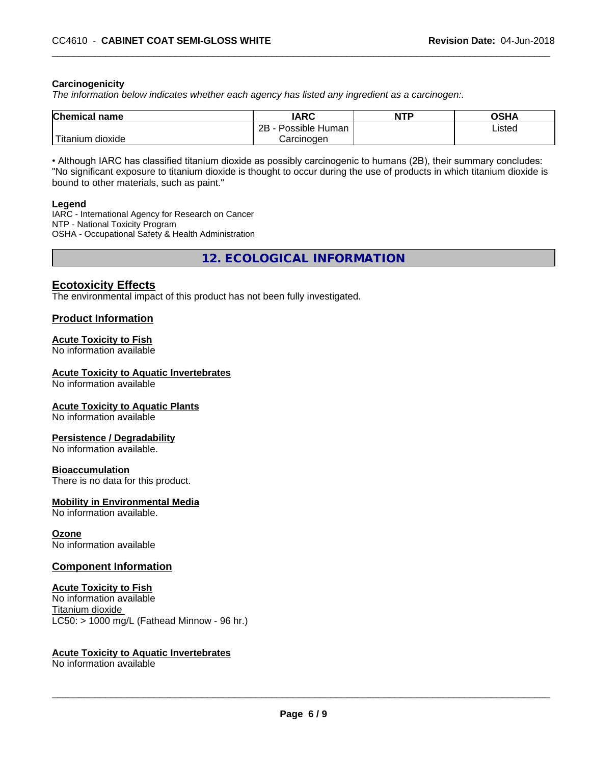### Carcinogenicity

*The information below indicates whether each agency has listed any ingredient as a carcinogen:.*

| Chemical name | IARC | NTP | OSHA |
|---|---|---|---|
| Titanium dioxide | 2B - Possible Human Carcinogen | | Listed |

• Although IARC has classified titanium dioxide as possibly carcinogenic to humans (2B), their summary concludes: "No significant exposure to titanium dioxide is thought to occur during the use of products in which titanium dioxide is bound to other materials, such as paint."

**Legend**

IARC - International Agency for Research on Cancer
NTP - National Toxicity Program
OSHA - Occupational Safety & Health Administration

## 12. ECOLOGICAL INFORMATION

### Ecotoxicity Effects

The environmental impact of this product has not been fully investigated.

### Product Information

**Acute Toxicity to Fish**
No information available

**Acute Toxicity to Aquatic Invertebrates**
No information available

**Acute Toxicity to Aquatic Plants**
No information available

**Persistence / Degradability**
No information available.

**Bioaccumulation**
There is no data for this product.

**Mobility in Environmental Media**
No information available.

**Ozone**
No information available

### Component Information

**Acute Toxicity to Fish**
No information available
Titanium dioxide
LC50: > 1000 mg/L (Fathead Minnow - 96 hr.)

**Acute Toxicity to Aquatic Invertebrates**
No information available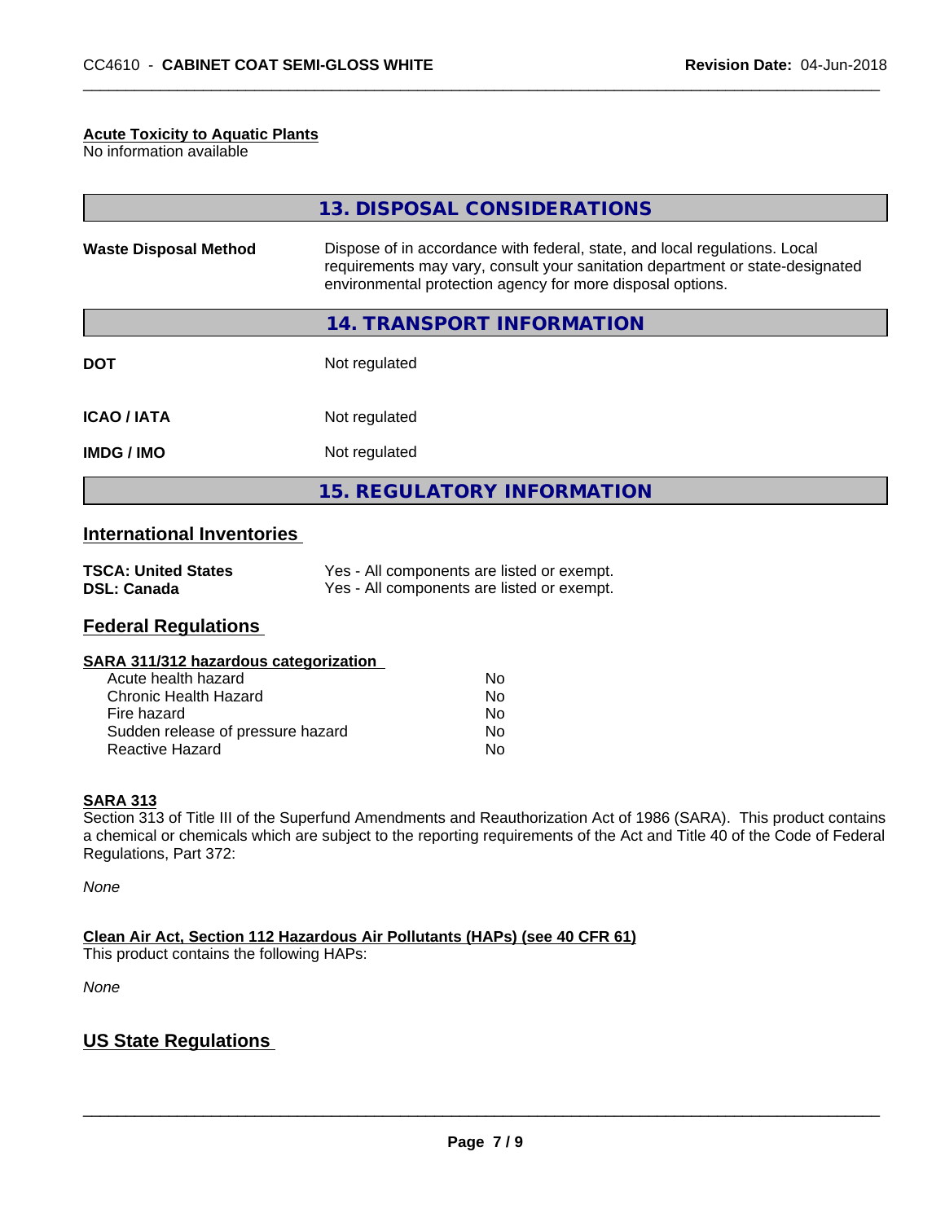**Acute Toxicity to Aquatic Plants**
No information available

## 13. DISPOSAL CONSIDERATIONS

| | |
|---|---|
| **Waste Disposal Method** | Dispose of in accordance with federal, state, and local regulations. Local requirements may vary, consult your sanitation department or state-designated environmental protection agency for more disposal options. |

## 14. TRANSPORT INFORMATION

| | |
|---|---|
| **DOT** | Not regulated |
| **ICAO / IATA** | Not regulated |
| **IMDG / IMO** | Not regulated |

## 15. REGULATORY INFORMATION

### International Inventories

| | |
|---|---|
| **TSCA: United States** | Yes - All components are listed or exempt. |
| **DSL: Canada** | Yes - All components are listed or exempt. |

### Federal Regulations

**SARA 311/312 hazardous categorization**

| | |
|---|---|
| Acute health hazard | No |
| Chronic Health Hazard | No |
| Fire hazard | No |
| Sudden release of pressure hazard | No |
| Reactive Hazard | No |

**SARA 313**
Section 313 of Title III of the Superfund Amendments and Reauthorization Act of 1986 (SARA). This product contains a chemical or chemicals which are subject to the reporting requirements of the Act and Title 40 of the Code of Federal Regulations, Part 372:

*None*

**Clean Air Act, Section 112 Hazardous Air Pollutants (HAPs) (see 40 CFR 61)**
This product contains the following HAPs:

*None*

### US State Regulations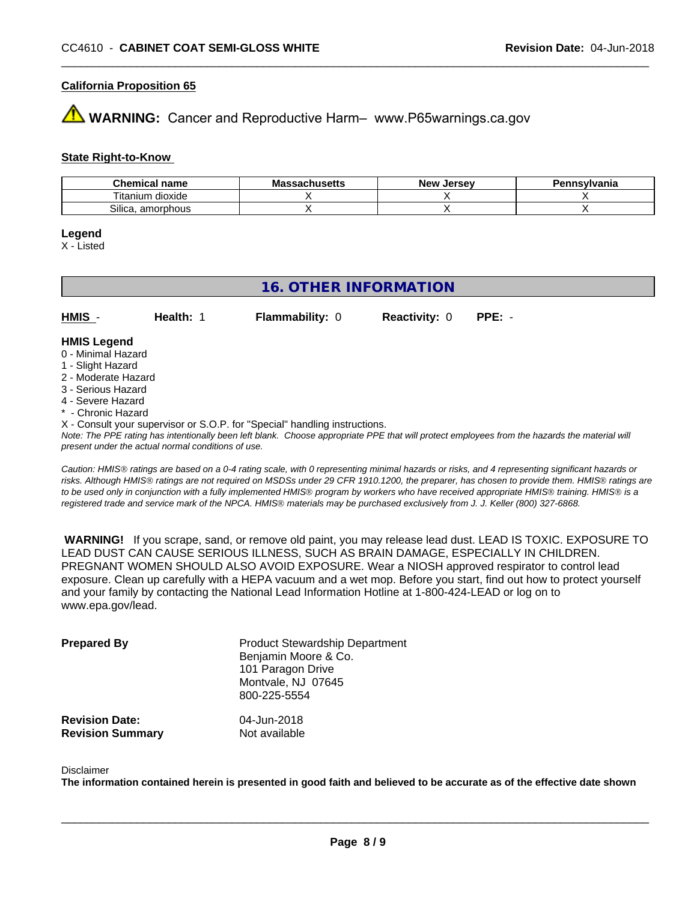#### California Proposition 65

⚠ **WARNING:** Cancer and Reproductive Harm– www.P65warnings.ca.gov

#### State Right-to-Know

| Chemical name | Massachusetts | New Jersey | Pennsylvania |
|---|---|---|---|
| Titanium dioxide | X | X | X |
| Silica, amorphous | X | X | X |

**Legend**
X - Listed

## 16. OTHER INFORMATION

| HMIS - | Health: 1 | Flammability: 0 | Reactivity: 0 | PPE: - |
|---|---|---|---|---|

**HMIS Legend**
0 - Minimal Hazard
1 - Slight Hazard
2 - Moderate Hazard
3 - Serious Hazard
4 - Severe Hazard
* - Chronic Hazard
X - Consult your supervisor or S.O.P. for "Special" handling instructions.

*Note: The PPE rating has intentionally been left blank. Choose appropriate PPE that will protect employees from the hazards the material will present under the actual normal conditions of use.*

*Caution: HMIS® ratings are based on a 0-4 rating scale, with 0 representing minimal hazards or risks, and 4 representing significant hazards or risks. Although HMIS® ratings are not required on MSDSs under 29 CFR 1910.1200, the preparer, has chosen to provide them. HMIS® ratings are to be used only in conjunction with a fully implemented HMIS® program by workers who have received appropriate HMIS® training. HMIS® is a registered trade and service mark of the NPCA. HMIS® materials may be purchased exclusively from J. J. Keller (800) 327-6868.*

**WARNING!** If you scrape, sand, or remove old paint, you may release lead dust. LEAD IS TOXIC. EXPOSURE TO LEAD DUST CAN CAUSE SERIOUS ILLNESS, SUCH AS BRAIN DAMAGE, ESPECIALLY IN CHILDREN. PREGNANT WOMEN SHOULD ALSO AVOID EXPOSURE. Wear a NIOSH approved respirator to control lead exposure. Clean up carefully with a HEPA vacuum and a wet mop. Before you start, find out how to protect yourself and your family by contacting the National Lead Information Hotline at 1-800-424-LEAD or log on to www.epa.gov/lead.

**Prepared By**
Product Stewardship Department
Benjamin Moore & Co.
101 Paragon Drive
Montvale, NJ 07645
800-225-5554

**Revision Date:** 04-Jun-2018
**Revision Summary** Not available

Disclaimer
**The information contained herein is presented in good faith and believed to be accurate as of the effective date shown**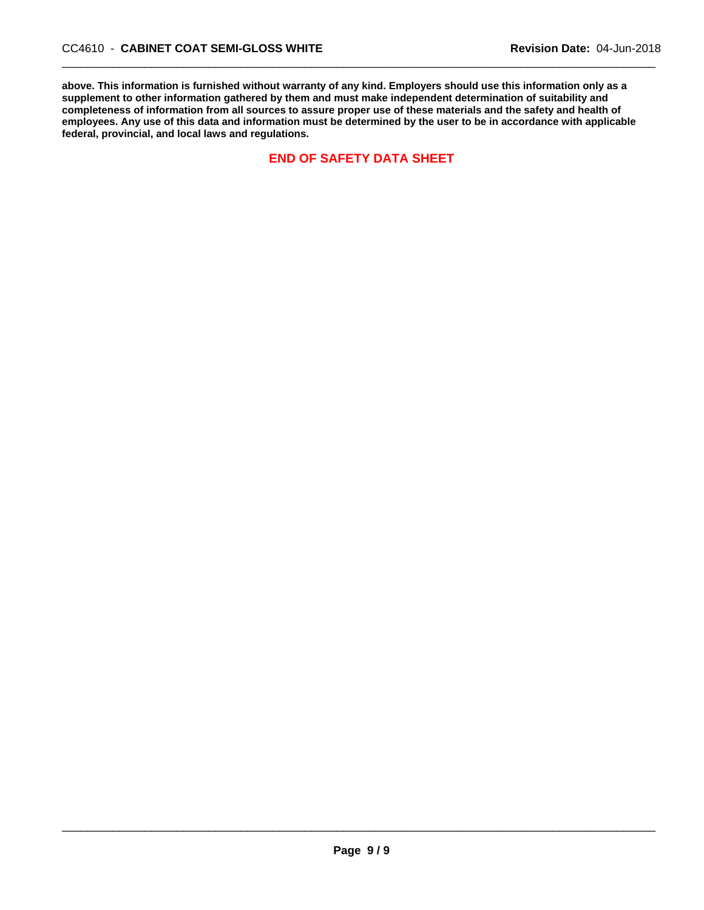**above. This information is furnished without warranty of any kind. Employers should use this information only as a supplement to other information gathered by them and must make independent determination of suitability and completeness of information from all sources to assure proper use of these materials and the safety and health of employees. Any use of this data and information must be determined by the user to be in accordance with applicable federal, provincial, and local laws and regulations.**

**END OF SAFETY DATA SHEET**